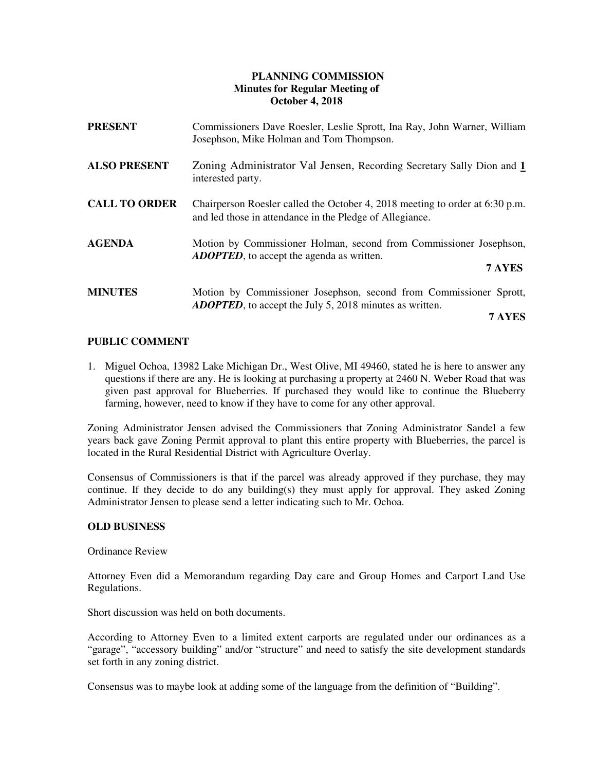# PLANNING COMMISSION
## Minutes for Regular Meeting of
## October 4, 2018

**PRESENT** Commissioners Dave Roesler, Leslie Sprott, Ina Ray, John Warner, William Josephson, Mike Holman and Tom Thompson.

**ALSO PRESENT** Zoning Administrator Val Jensen, Recording Secretary Sally Dion and **1** interested party.

**CALL TO ORDER** Chairperson Roesler called the October 4, 2018 meeting to order at 6:30 p.m. and led those in attendance in the Pledge of Allegiance.

**AGENDA** Motion by Commissioner Holman, second from Commissioner Josephson, ***ADOPTED***, to accept the agenda as written.

**7 AYES**

**MINUTES** Motion by Commissioner Josephson, second from Commissioner Sprott, ***ADOPTED***, to accept the July 5, 2018 minutes as written.

**7 AYES**

## PUBLIC COMMENT

1. Miguel Ochoa, 13982 Lake Michigan Dr., West Olive, MI 49460, stated he is here to answer any questions if there are any. He is looking at purchasing a property at 2460 N. Weber Road that was given past approval for Blueberries. If purchased they would like to continue the Blueberry farming, however, need to know if they have to come for any other approval.

Zoning Administrator Jensen advised the Commissioners that Zoning Administrator Sandel a few years back gave Zoning Permit approval to plant this entire property with Blueberries, the parcel is located in the Rural Residential District with Agriculture Overlay.

Consensus of Commissioners is that if the parcel was already approved if they purchase, they may continue. If they decide to do any building(s) they must apply for approval. They asked Zoning Administrator Jensen to please send a letter indicating such to Mr. Ochoa.

## OLD BUSINESS

Ordinance Review

Attorney Even did a Memorandum regarding Day care and Group Homes and Carport Land Use Regulations.

Short discussion was held on both documents.

According to Attorney Even to a limited extent carports are regulated under our ordinances as a "garage", "accessory building" and/or "structure" and need to satisfy the site development standards set forth in any zoning district.

Consensus was to maybe look at adding some of the language from the definition of "Building".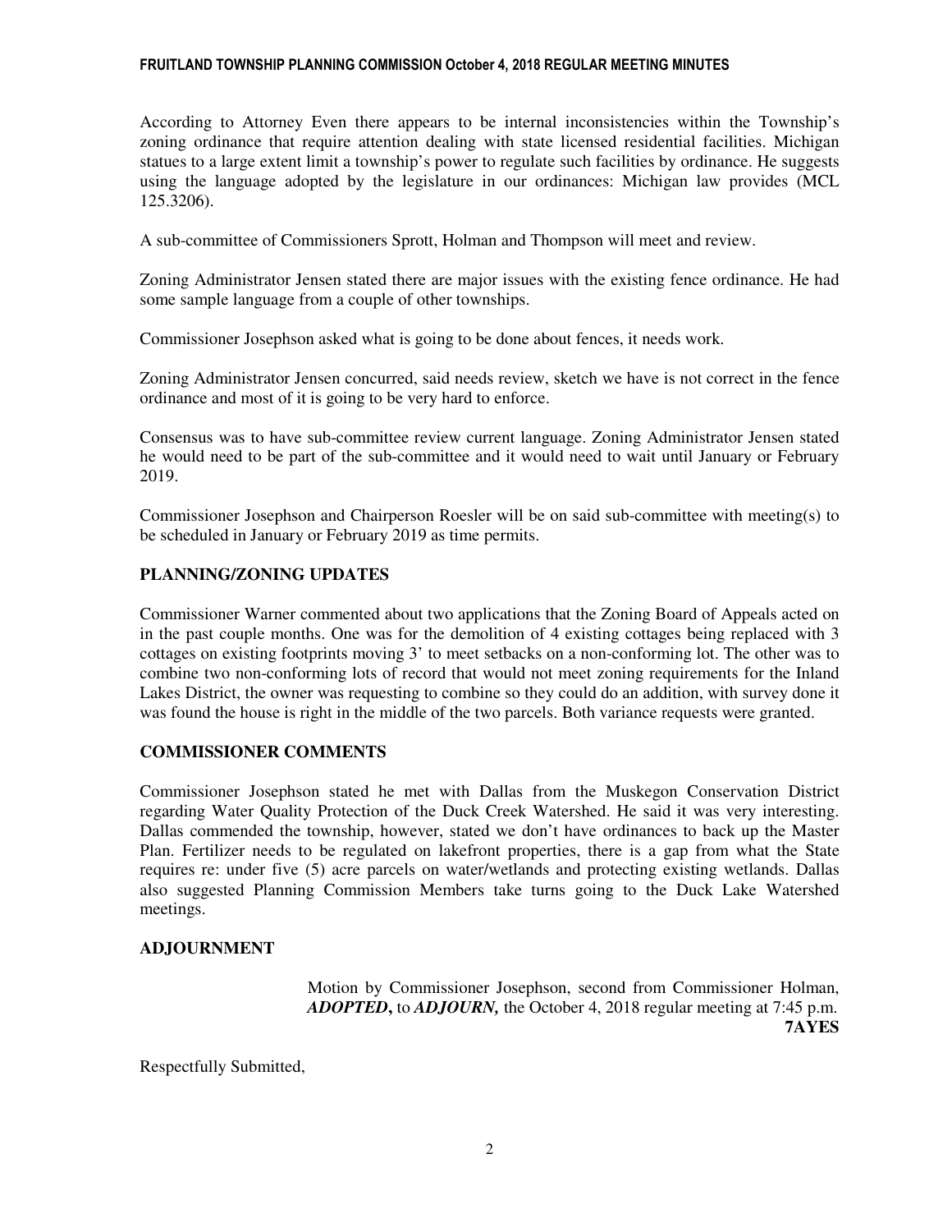According to Attorney Even there appears to be internal inconsistencies within the Township's zoning ordinance that require attention dealing with state licensed residential facilities. Michigan statues to a large extent limit a township's power to regulate such facilities by ordinance. He suggests using the language adopted by the legislature in our ordinances: Michigan law provides (MCL 125.3206).

A sub-committee of Commissioners Sprott, Holman and Thompson will meet and review.

Zoning Administrator Jensen stated there are major issues with the existing fence ordinance. He had some sample language from a couple of other townships.

Commissioner Josephson asked what is going to be done about fences, it needs work.

Zoning Administrator Jensen concurred, said needs review, sketch we have is not correct in the fence ordinance and most of it is going to be very hard to enforce.

Consensus was to have sub-committee review current language. Zoning Administrator Jensen stated he would need to be part of the sub-committee and it would need to wait until January or February 2019.

Commissioner Josephson and Chairperson Roesler will be on said sub-committee with meeting(s) to be scheduled in January or February 2019 as time permits.

## PLANNING/ZONING UPDATES

Commissioner Warner commented about two applications that the Zoning Board of Appeals acted on in the past couple months. One was for the demolition of 4 existing cottages being replaced with 3 cottages on existing footprints moving 3' to meet setbacks on a non-conforming lot. The other was to combine two non-conforming lots of record that would not meet zoning requirements for the Inland Lakes District, the owner was requesting to combine so they could do an addition, with survey done it was found the house is right in the middle of the two parcels. Both variance requests were granted.

## COMMISSIONER COMMENTS

Commissioner Josephson stated he met with Dallas from the Muskegon Conservation District regarding Water Quality Protection of the Duck Creek Watershed. He said it was very interesting. Dallas commended the township, however, stated we don't have ordinances to back up the Master Plan. Fertilizer needs to be regulated on lakefront properties, there is a gap from what the State requires re: under five (5) acre parcels on water/wetlands and protecting existing wetlands. Dallas also suggested Planning Commission Members take turns going to the Duck Lake Watershed meetings.

## ADJOURNMENT

Motion by Commissioner Josephson, second from Commissioner Holman, ***ADOPTED***, to ***ADJOURN***, the October 4, 2018 regular meeting at 7:45 p.m.
**7AYES**

Respectfully Submitted,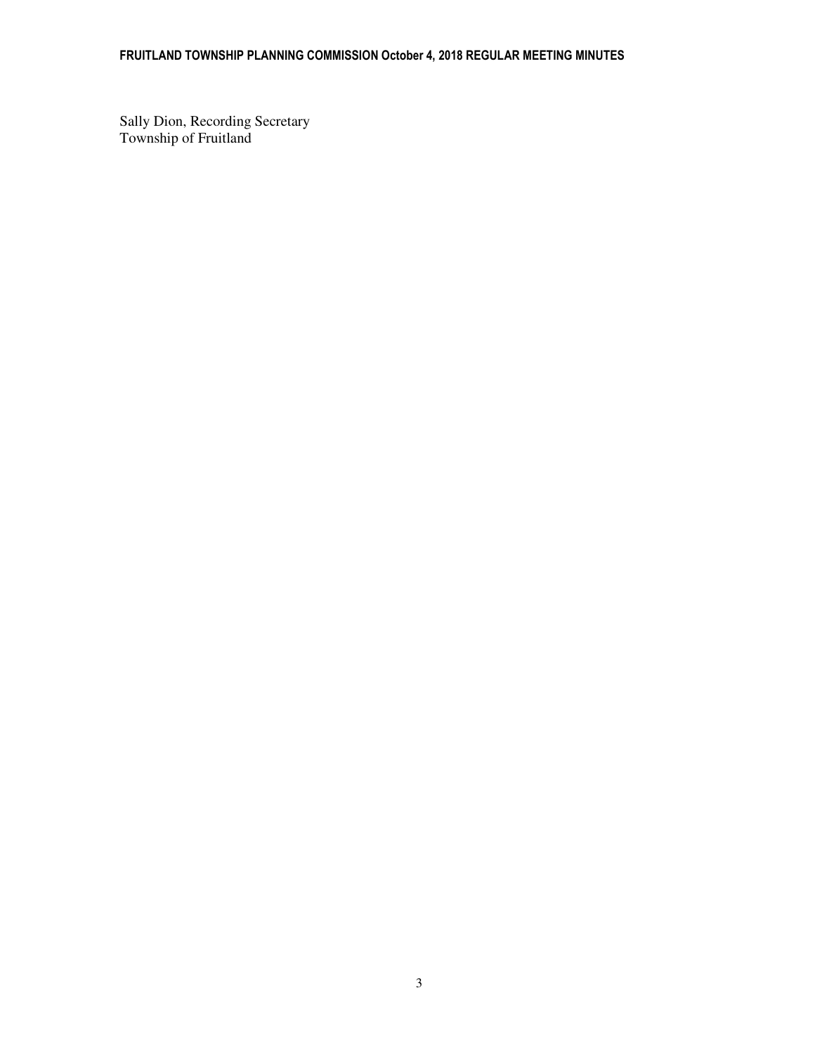Sally Dion, Recording Secretary
Township of Fruitland